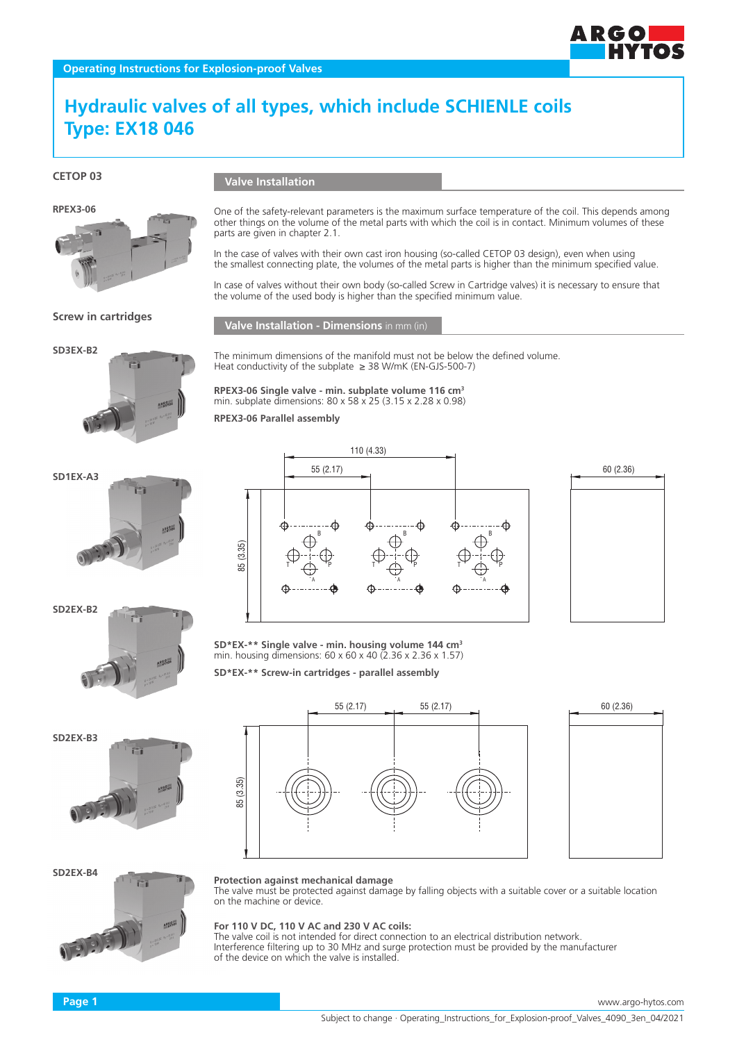# Hydraulic valves of all types, which include SCHIENLE coils Type: EX18 046

**CETOP 03**

**RPEX3-06**

**Screw in cartridges**

**SD3EX-B2**

**SD1EX-A3**

**SD2EX-B2**

**SD2EX-B3**

**SD2EX-B4**

## Valve Installation

One of the safety-relevant parameters is the maximum surface temperature of the coil. This depends among other things on the volume of the metal parts with which the coil is in contact. Minimum volumes of these parts are given in chapter 2.1.

In the case of valves with their own cast iron housing (so-called CETOP 03 design), even when using the smallest connecting plate, the volumes of the metal parts is higher than the minimum specified value.

In case of valves without their own body (so-called Screw in Cartridge valves) it is necessary to ensure that the volume of the used body is higher than the specified minimum value.

## Valve Installation - Dimensions in mm (in)

The minimum dimensions of the manifold must not be below the defined volume.
Heat conductivity of the subplate ≥ 38 W/mK (EN-GJS-500-7)

**RPEX3-06 Single valve - min. subplate volume 116 cm³**
min. subplate dimensions: 80 x 58 x 25 (3.15 x 2.28 x 0.98)

**RPEX3-06 Parallel assembly**

110 (4.33)
55 (2.17)
60 (2.36)
85 (3.35)

**SD*EX-** Single valve - min. housing volume 144 cm³**
min. housing dimensions: 60 x 60 x 40 (2.36 x 2.36 x 1.57)

**SD*EX-** Screw-in cartridges - parallel assembly**

55 (2.17)
55 (2.17)
60 (2.36)
85 (3.35)

**Protection against mechanical damage**
The valve must be protected against damage by falling objects with a suitable cover or a suitable location on the machine or device.

**For 110 V DC, 110 V AC and 230 V AC coils:**
The valve coil is not intended for direct connection to an electrical distribution network.
Interference filtering up to 30 MHz and surge protection must be provided by the manufacturer of the device on which the valve is installed.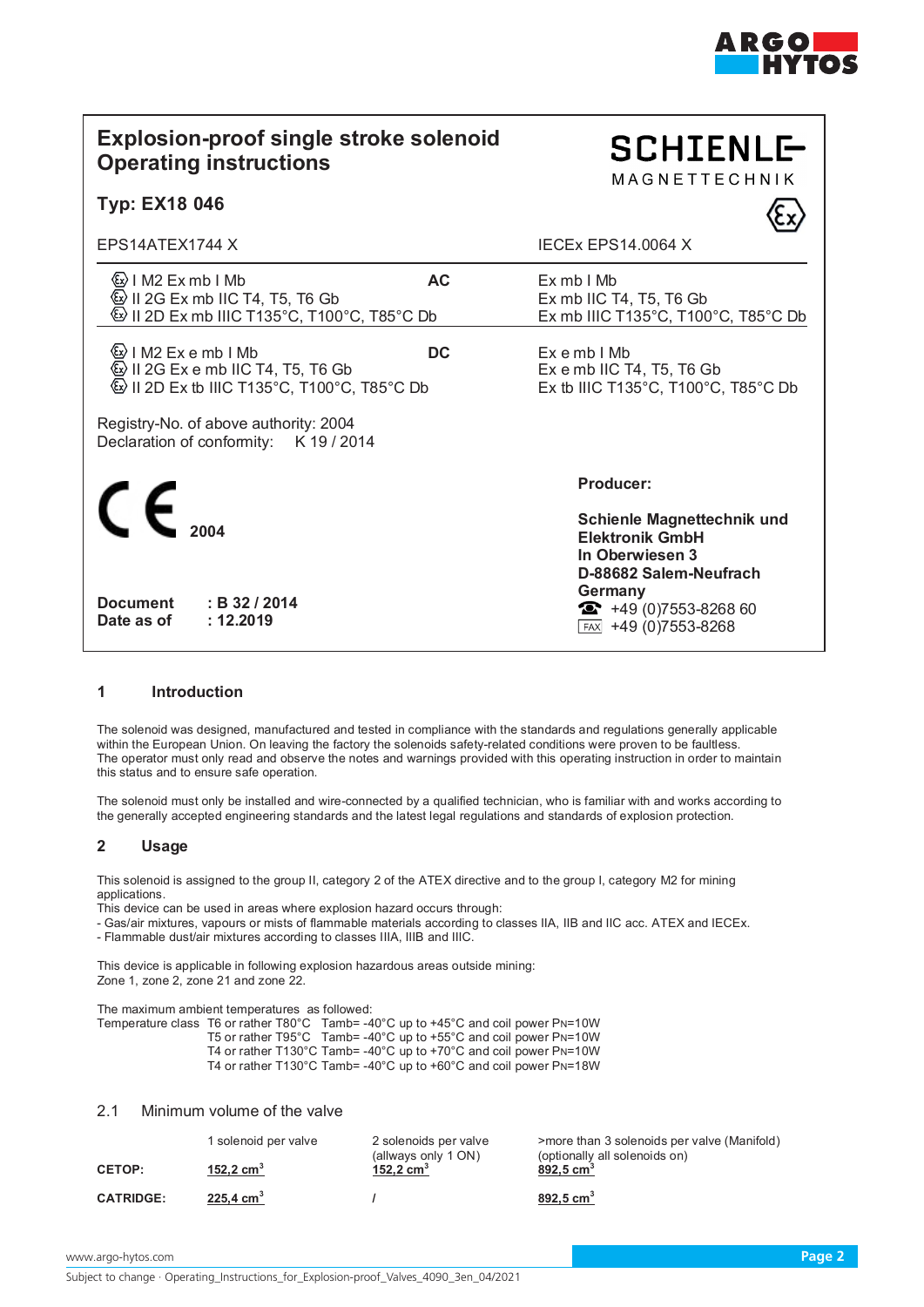# Explosion-proof single stroke solenoid Operating instructions

**SCHIENLE MAGNETTECHNIK**

## Typ: EX18 046

| EPS14ATEX1744 X | | IECEx EPS14.0064 X |
|---|---|---|
| Ⓔx I M2 Ex mb I Mb<br>Ⓔx II 2G Ex mb IIC T4, T5, T6 Gb<br>Ⓔx II 2D Ex mb IIIC T135°C, T100°C, T85°C Db | **AC** | Ex mb I Mb<br>Ex mb IIC T4, T5, T6 Gb<br>Ex mb IIIC T135°C, T100°C, T85°C Db |
| Ⓔx I M2 Ex e mb I Mb<br>Ⓔx II 2G Ex e mb IIC T4, T5, T6 Gb<br>Ⓔx II 2D Ex tb IIIC T135°C, T100°C, T85°C Db | **DC** | Ex e mb I Mb<br>Ex e mb IIC T4, T5, T6 Gb<br>Ex tb IIIC T135°C, T100°C, T85°C Db |

Registry-No. of above authority: 2004
Declaration of conformity: K 19 / 2014

CE **2004**

**Document** : **B 32 / 2014**
**Date as of** : **12.2019**

**Producer:**

**Schienle Magnettechnik und Elektronik GmbH**
**In Oberwiesen 3**
**D-88682 Salem-Neufrach**
**Germany**
☎ +49 (0)7553-8268 60
FAX +49 (0)7553-8268

## 1 Introduction

The solenoid was designed, manufactured and tested in compliance with the standards and regulations generally applicable within the European Union. On leaving the factory the solenoids safety-related conditions were proven to be faultless. The operator must only read and observe the notes and warnings provided with this operating instruction in order to maintain this status and to ensure safe operation.

The solenoid must only be installed and wire-connected by a qualified technician, who is familiar with and works according to the generally accepted engineering standards and the latest legal regulations and standards of explosion protection.

## 2 Usage

This solenoid is assigned to the group II, category 2 of the ATEX directive and to the group I, category M2 for mining applications.
This device can be used in areas where explosion hazard occurs through:
- Gas/air mixtures, vapours or mists of flammable materials according to classes IIA, IIB and IIC acc. ATEX and IECEx.
- Flammable dust/air mixtures according to classes IIIA, IIIB and IIIC.

This device is applicable in following explosion hazardous areas outside mining:
Zone 1, zone 2, zone 21 and zone 22.

The maximum ambient temperatures as followed:

| Temperature class | | |
|---|---|---|
| T6 or rather T80°C | Tamb= -40°C up to +45°C | and coil power $P_N$=10W |
| T5 or rather T95°C | Tamb= -40°C up to +55°C | and coil power $P_N$=10W |
| T4 or rather T130°C | Tamb= -40°C up to +70°C | and coil power $P_N$=10W |
| T4 or rather T130°C | Tamb= -40°C up to +60°C | and coil power $P_N$=18W |

### 2.1 Minimum volume of the valve

| | 1 solenoid per valve | 2 solenoids per valve (allways only 1 ON) | >more than 3 solenoids per valve (Manifold) (optionally all solenoids on) |
|---|---|---|---|
| **CETOP:** | 152,2 cm³ | 152,2 cm³ | 892,5 cm³ |
| **CATRIDGE:** | 225,4 cm³ | / | 892,5 cm³ |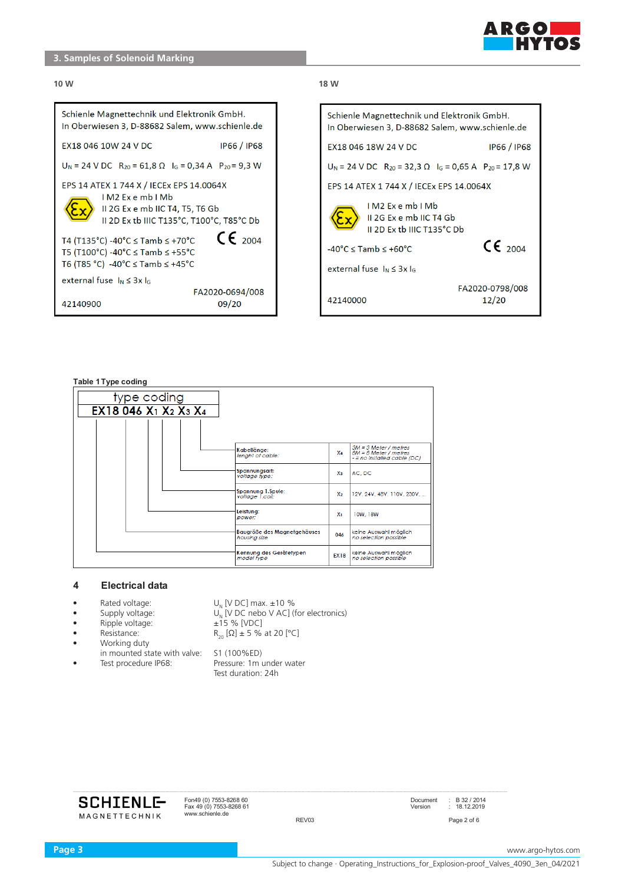## 3. Samples of Solenoid Marking

**10 W**

Schienle Magnettechnik und Elektronik GmbH.
In Oberwiesen 3, D-88682 Salem, www.schienle.de

EX18 046 10W 24 V DC IP66 / IP68

$U_N$ = 24 V DC $R_{20}$ = 61,8 Ω $I_G$ = 0,34 A $P_{20}$ = 9,3 W

EPS 14 ATEX 1 744 X / IECEx EPS 14.0064X
I M2 Ex e mb I Mb
II 2G Ex e mb IIC T4, T5, T6 Gb
II 2D Ex tb IIIC T135°C, T100°C, T85°C Db

T4 (T135°C) -40°C ≤ Tamb ≤ +70°C
T5 (T100°C) -40°C ≤ Tamb ≤ +55°C
T6 (T85 °C) -40°C ≤ Tamb ≤ +45°C

CE 2004

external fuse $I_N \leq 3x\ I_G$

FA2020-0694/008
42140900 09/20

**18 W**

Schienle Magnettechnik und Elektronik GmbH.
In Oberwiesen 3, D-88682 Salem, www.schienle.de

EX18 046 18W 24 V DC IP66 / IP68

$U_N$ = 24 V DC $R_{20}$ = 32,3 Ω $I_G$ = 0,65 A $P_{20}$ = 17,8 W

EPS 14 ATEX 1 744 X / IECEx EPS 14.0064X
I M2 Ex e mb I Mb
II 2G Ex e mb IIC T4 Gb
II 2D Ex tb IIIC T135°C Db

-40°C ≤ Tamb ≤ +60°C CE 2004

external fuse $I_N \leq 3x\ I_G$

FA2020-0798/008
42140000 12/20

**Table 1 Type coding**

type coding
**EX18 046 $X_1$ $X_2$ $X_3$ $X_4$**

| Description | Code | Values |
|---|---|---|
| Kabellänge: *lenght of cable:* | $X_4$ | *3M = 3 Meter / metres*<br>*6M = 6 Meter / metres*<br>*- = no installed cable (DC)* |
| Spannungsart: *voltage type:* | $X_3$ | AC, DC |
| Spannung 1.Spule: *voltage 1.coil:* | $X_2$ | 12V, 24V, 48V, 110V, 230V, ... |
| Leistung: *power:* | $X_1$ | 10W, 18W |
| Baugröße des Magnetgehäuses *housing size* | 046 | keine Auswahl möglich *no selection possible* |
| Kennung des Gerätetypen *model type* | EX18 | keine Auswahl möglich *no selection possible* |

## 4 Electrical data

- Rated voltage: $U_N$ [V DC] max. ±10 %
- Supply voltage: $U_N$ [V DC nebo V AC] (for electronics)
- Ripple voltage: ±15 % [VDC]
- Resistance: $R_{20}$ [Ω] ± 5 % at 20 [°C]
- Working duty in mounted state with valve: S1 (100%ED)
- Test procedure IP68: Pressure: 1m under water; Test duration: 24h

SCHIENLE MAGNETTECHNIK
Fon49 (0) 7553-8268 60
Fax 49 (0) 7553-8268 61
www.schienle.de
REV03
Document : B 32 / 2014
Version : 18.12.2019
Page 2 of 6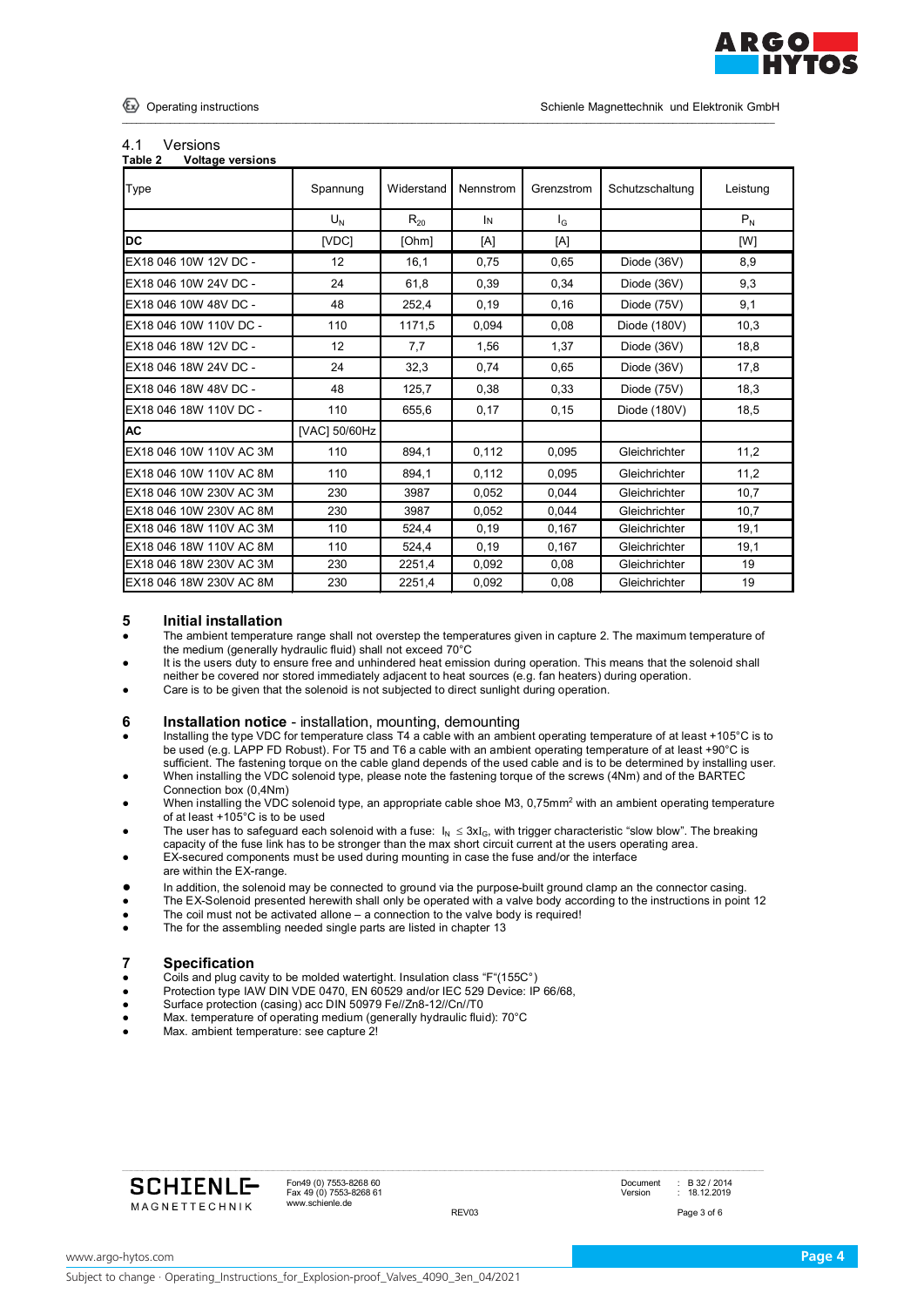## 4.1 Versions

**Table 2 Voltage versions**

| Type | Spannung | Widerstand | Nennstrom | Grenzstrom | Schutzschaltung | Leistung |
|---|---|---|---|---|---|---|
| | $U_N$ | $R_{20}$ | $I_N$ | $I_G$ | | $P_N$ |
| **DC** | [VDC] | [Ohm] | [A] | [A] | | [W] |
| EX18 046 10W 12V DC - | 12 | 16,1 | 0,75 | 0,65 | Diode (36V) | 8,9 |
| EX18 046 10W 24V DC - | 24 | 61,8 | 0,39 | 0,34 | Diode (36V) | 9,3 |
| EX18 046 10W 48V DC - | 48 | 252,4 | 0,19 | 0,16 | Diode (75V) | 9,1 |
| EX18 046 10W 110V DC - | 110 | 1171,5 | 0,094 | 0,08 | Diode (180V) | 10,3 |
| EX18 046 18W 12V DC - | 12 | 7,7 | 1,56 | 1,37 | Diode (36V) | 18,8 |
| EX18 046 18W 24V DC - | 24 | 32,3 | 0,74 | 0,65 | Diode (36V) | 17,8 |
| EX18 046 18W 48V DC - | 48 | 125,7 | 0,38 | 0,33 | Diode (75V) | 18,3 |
| EX18 046 18W 110V DC - | 110 | 655,6 | 0,17 | 0,15 | Diode (180V) | 18,5 |
| **AC** | [VAC] 50/60Hz | | | | | |
| EX18 046 10W 110V AC 3M | 110 | 894,1 | 0,112 | 0,095 | Gleichrichter | 11,2 |
| EX18 046 10W 110V AC 8M | 110 | 894,1 | 0,112 | 0,095 | Gleichrichter | 11,2 |
| EX18 046 10W 230V AC 3M | 230 | 3987 | 0,052 | 0,044 | Gleichrichter | 10,7 |
| EX18 046 10W 230V AC 8M | 230 | 3987 | 0,052 | 0,044 | Gleichrichter | 10,7 |
| EX18 046 18W 110V AC 3M | 110 | 524,4 | 0,19 | 0,167 | Gleichrichter | 19,1 |
| EX18 046 18W 110V AC 8M | 110 | 524,4 | 0,19 | 0,167 | Gleichrichter | 19,1 |
| EX18 046 18W 230V AC 3M | 230 | 2251,4 | 0,092 | 0,08 | Gleichrichter | 19 |
| EX18 046 18W 230V AC 8M | 230 | 2251,4 | 0,092 | 0,08 | Gleichrichter | 19 |

## 5 Initial installation

- The ambient temperature range shall not overstep the temperatures given in capture 2. The maximum temperature of the medium (generally hydraulic fluid) shall not exceed 70°C
- It is the users duty to ensure free and unhindered heat emission during operation. This means that the solenoid shall neither be covered nor stored immediately adjacent to heat sources (e.g. fan heaters) during operation.
- Care is to be given that the solenoid is not subjected to direct sunlight during operation.

## 6 Installation notice - installation, mounting, demounting

- Installing the type VDC for temperature class T4 a cable with an ambient operating temperature of at least +105°C is to be used (e.g. LAPP FD Robust). For T5 and T6 a cable with an ambient operating temperature of at least +90°C is sufficient. The fastening torque on the cable gland depends of the used cable and is to be determined by installing user.
- When installing the VDC solenoid type, please note the fastening torque of the screws (4Nm) and of the BARTEC Connection box (0,4Nm)
- When installing the VDC solenoid type, an appropriate cable shoe M3, 0,75mm² with an ambient operating temperature of at least +105°C is to be used
- The user has to safeguard each solenoid with a fuse: $I_N \leq 3xI_G$, with trigger characteristic "slow blow". The breaking capacity of the fuse link has to be stronger than the max short circuit current at the users operating area.
- EX-secured components must be used during mounting in case the fuse and/or the interface are within the EX-range.
- In addition, the solenoid may be connected to ground via the purpose-built ground clamp an the connector casing.
- The EX-Solenoid presented herewith shall only be operated with a valve body according to the instructions in point 12
- The coil must not be activated allone – a connection to the valve body is required!
- The for the assembling needed single parts are listed in chapter 13

## 7 Specification

- Coils and plug cavity to be molded watertight. Insulation class "F"(155C°)
- Protection type IAW DIN VDE 0470, EN 60529 and/or IEC 529 Device: IP 66/68,
- Surface protection (casing) acc DIN 50979 Fe//Zn8-12//Cn//T0
- Max. temperature of operating medium (generally hydraulic fluid): 70°C
- Max. ambient temperature: see capture 2!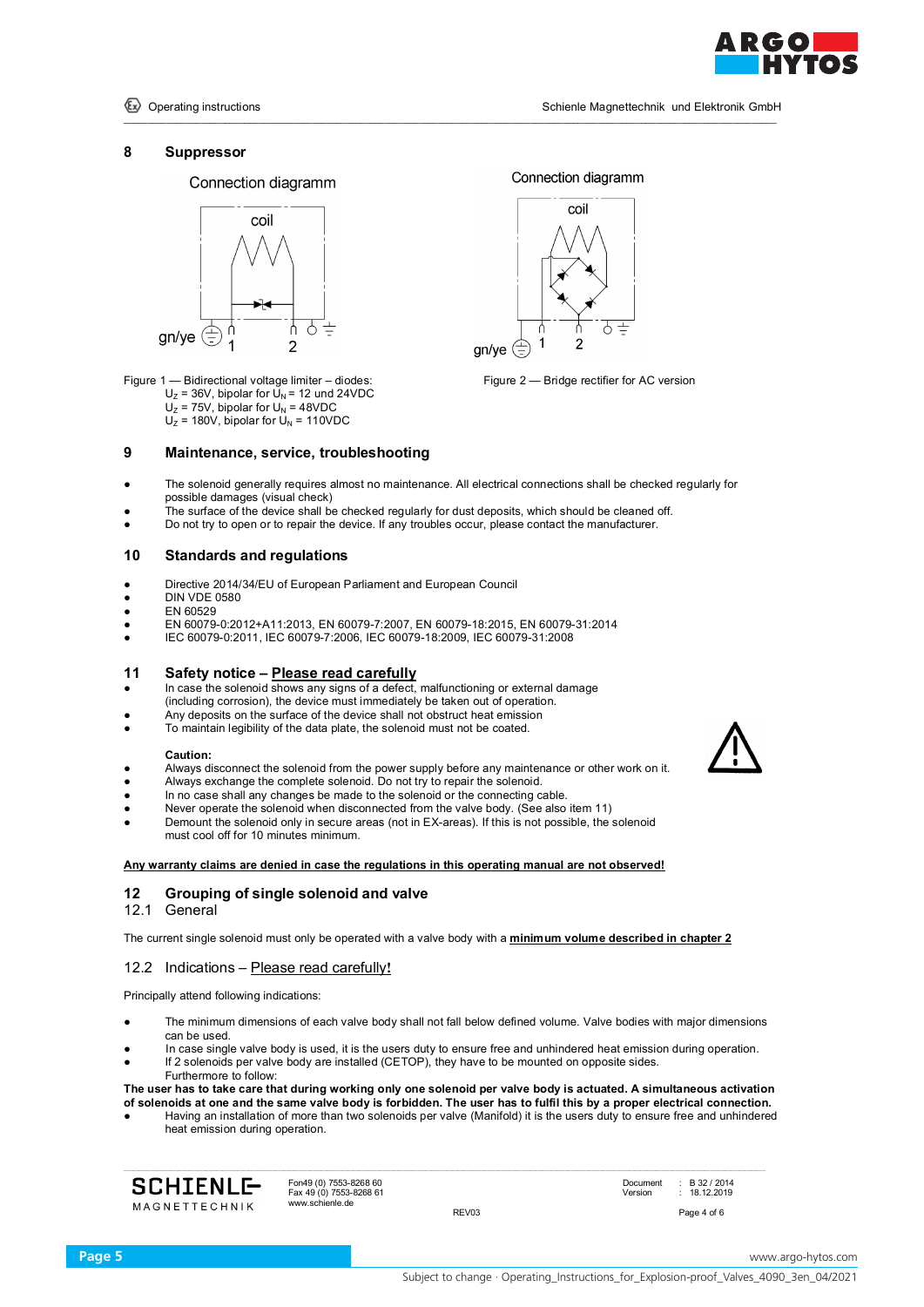## 8 Suppressor

Connection diagramm

coil

gn/ye 1 2

Figure 1 — Bidirectional voltage limiter – diodes:
$U_Z$ = 36V, bipolar for $U_N$ = 12 und 24VDC
$U_Z$ = 75V, bipolar for $U_N$ = 48VDC
$U_Z$ = 180V, bipolar for $U_N$ = 110VDC

Connection diagramm

coil

gn/ye 1 2

Figure 2 — Bridge rectifier for AC version

## 9 Maintenance, service, troubleshooting

- The solenoid generally requires almost no maintenance. All electrical connections shall be checked regularly for possible damages (visual check)
- The surface of the device shall be checked regularly for dust deposits, which should be cleaned off.
- Do not try to open or to repair the device. If any troubles occur, please contact the manufacturer.

## 10 Standards and regulations

- Directive 2014/34/EU of European Parliament and European Council
- DIN VDE 0580
- EN 60529
- EN 60079-0:2012+A11:2013, EN 60079-7:2007, EN 60079-18:2015, EN 60079-31:2014
- IEC 60079-0:2011, IEC 60079-7:2006, IEC 60079-18:2009, IEC 60079-31:2008

## 11 Safety notice – Please read carefully

- In case the solenoid shows any signs of a defect, malfunctioning or external damage (including corrosion), the device must immediately be taken out of operation.
- Any deposits on the surface of the device shall not obstruct heat emission
- To maintain legibility of the data plate, the solenoid must not be coated.

**Caution:**

- Always disconnect the solenoid from the power supply before any maintenance or other work on it.
- Always exchange the complete solenoid. Do not try to repair the solenoid.
- In no case shall any changes be made to the solenoid or the connecting cable.
- Never operate the solenoid when disconnected from the valve body. (See also item 11)
- Demount the solenoid only in secure areas (not in EX-areas). If this is not possible, the solenoid must cool off for 10 minutes minimum.

**Any warranty claims are denied in case the regulations in this operating manual are not observed!**

## 12 Grouping of single solenoid and valve

### 12.1 General

The current single solenoid must only be operated with a valve body with a **minimum volume described in chapter 2**

### 12.2 Indications – Please read carefully!

Principally attend following indications:

- The minimum dimensions of each valve body shall not fall below defined volume. Valve bodies with major dimensions can be used.
- In case single valve body is used, it is the users duty to ensure free and unhindered heat emission during operation.
- If 2 solenoids per valve body are installed (CETOP), they have to be mounted on opposite sides. Furthermore to follow:

**The user has to take care that during working only one solenoid per valve body is actuated. A simultaneous activation of solenoids at one and the same valve body is forbidden. The user has to fulfil this by a proper electrical connection.**

- Having an installation of more than two solenoids per valve (Manifold) it is the users duty to ensure free and unhindered heat emission during operation.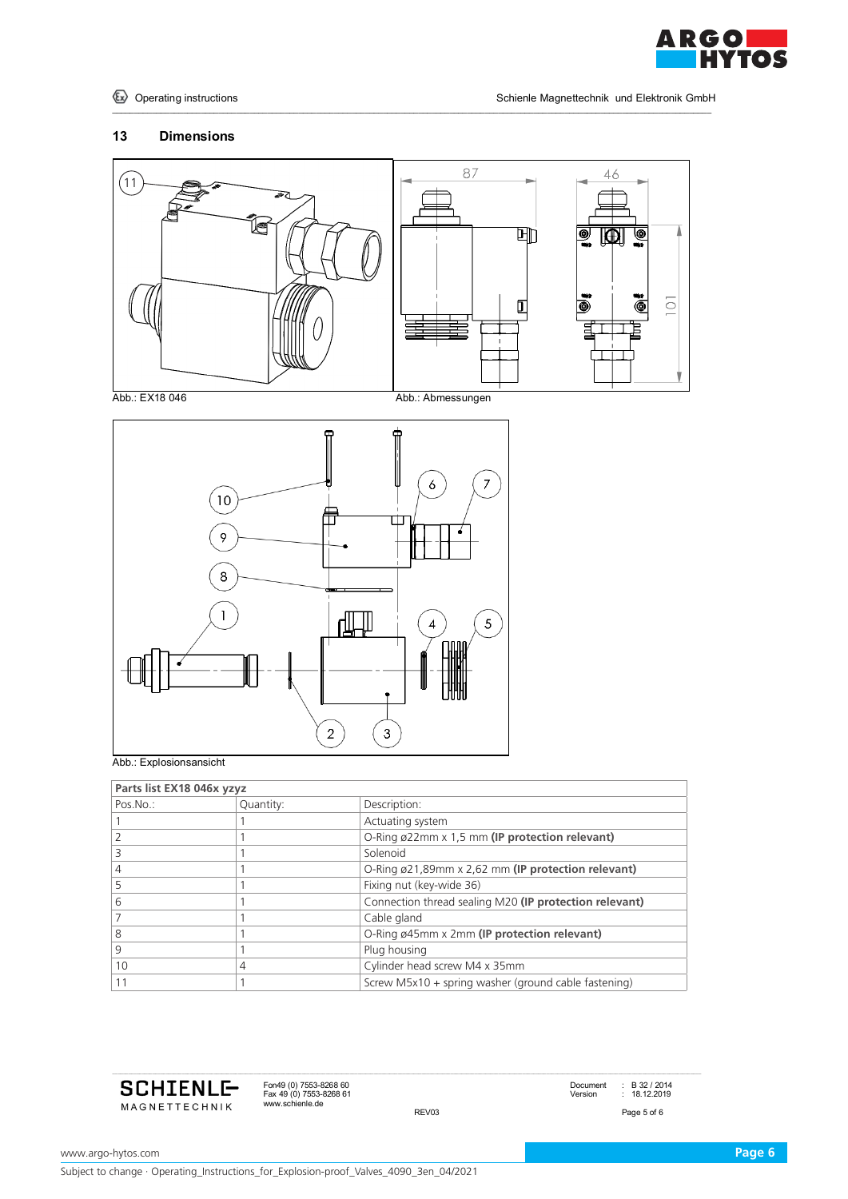## 13 Dimensions

Abb.: EX18 046

Abb.: Abmessungen

Abb.: Explosionsansicht

| Parts list EX18 046x yzyz | | |
|---|---|---|
| Pos.No.: | Quantity: | Description: |
| 1 | 1 | Actuating system |
| 2 | 1 | O-Ring ø22mm x 1,5 mm **(IP protection relevant)** |
| 3 | 1 | Solenoid |
| 4 | 1 | O-Ring ø21,89mm x 2,62 mm **(IP protection relevant)** |
| 5 | 1 | Fixing nut (key-wide 36) |
| 6 | 1 | Connection thread sealing M20 **(IP protection relevant)** |
| 7 | 1 | Cable gland |
| 8 | 1 | O-Ring ø45mm x 2mm **(IP protection relevant)** |
| 9 | 1 | Plug housing |
| 10 | 4 | Cylinder head screw M4 x 35mm |
| 11 | 1 | Screw M5x10 + spring washer (ground cable fastening) |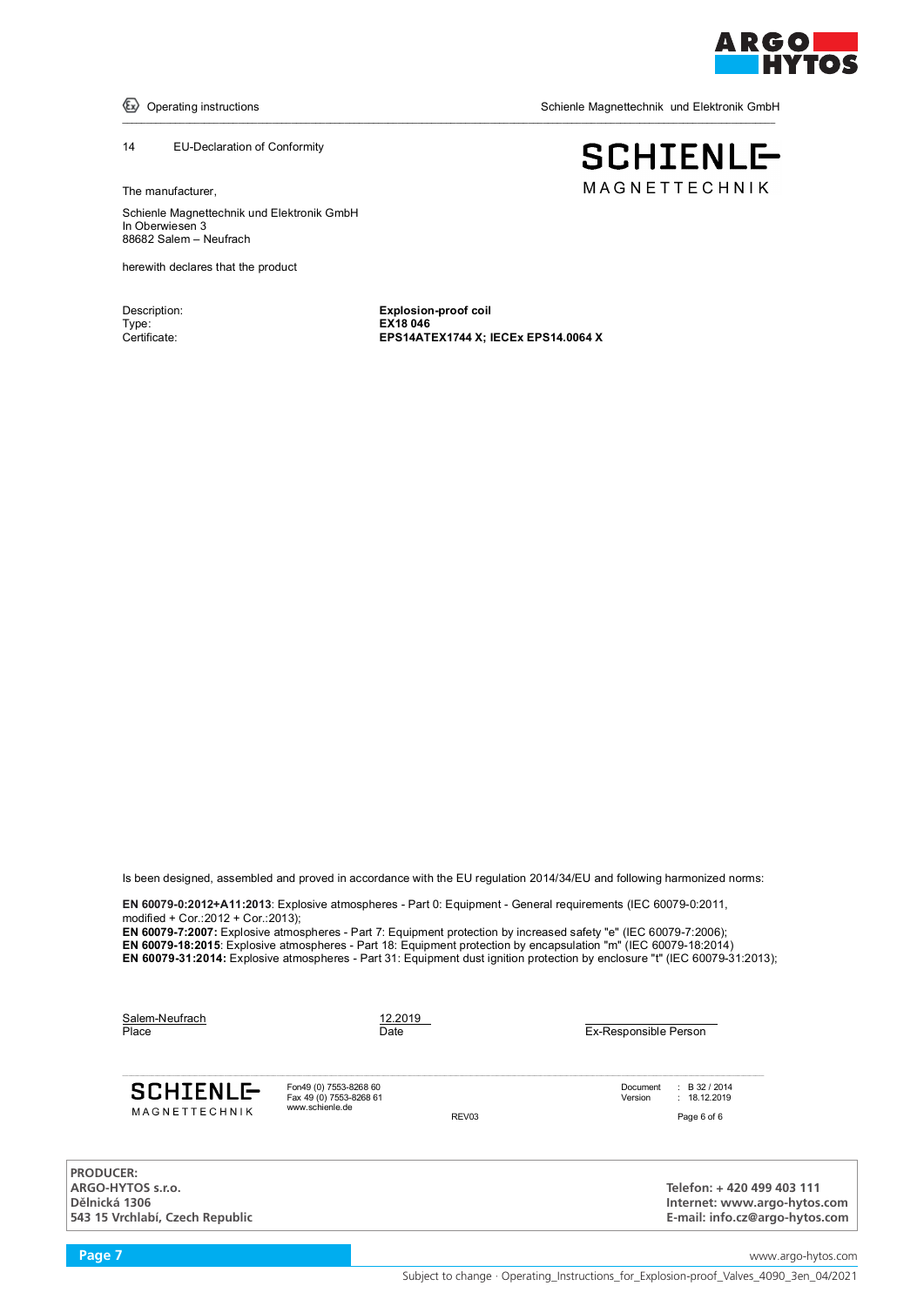## 14 EU-Declaration of Conformity

The manufacturer,

Schienle Magnettechnik und Elektronik GmbH
In Oberwiesen 3
88682 Salem – Neufrach

herewith declares that the product

| | |
|---|---|
| Description: | **Explosion-proof coil** |
| Type: | **EX18 046** |
| Certificate: | **EPS14ATEX1744 X; IECEx EPS14.0064 X** |

Is been designed, assembled and proved in accordance with the EU regulation 2014/34/EU and following harmonized norms:

**EN 60079-0:2012+A11:2013**: Explosive atmospheres - Part 0: Equipment - General requirements (IEC 60079-0:2011, modified + Cor.:2012 + Cor.:2013);
**EN 60079-7:2007:** Explosive atmospheres - Part 7: Equipment protection by increased safety "e" (IEC 60079-7:2006);
**EN 60079-18:2015**: Explosive atmospheres - Part 18: Equipment protection by encapsulation "m" (IEC 60079-18:2014)
**EN 60079-31:2014:** Explosive atmospheres - Part 31: Equipment dust ignition protection by enclosure "t" (IEC 60079-31:2013);

| Salem-Neufrach | 12.2019 | ____________________ |
|---|---|---|
| Place | Date | Ex-Responsible Person |

SCHIENLE MAGNETTECHNIK
Fon49 (0) 7553-8268 60
Fax 49 (0) 7553-8268 61
www.schienle.de

REV03

Document : B 32 / 2014
Version : 18.12.2019

**PRODUCER:**
**ARGO-HYTOS s.r.o.**
**Dělnická 1306**
**543 15 Vrchlabí, Czech Republic**

**Telefon: + 420 499 403 111**
**Internet: www.argo-hytos.com**
**E-mail: info.cz@argo-hytos.com**